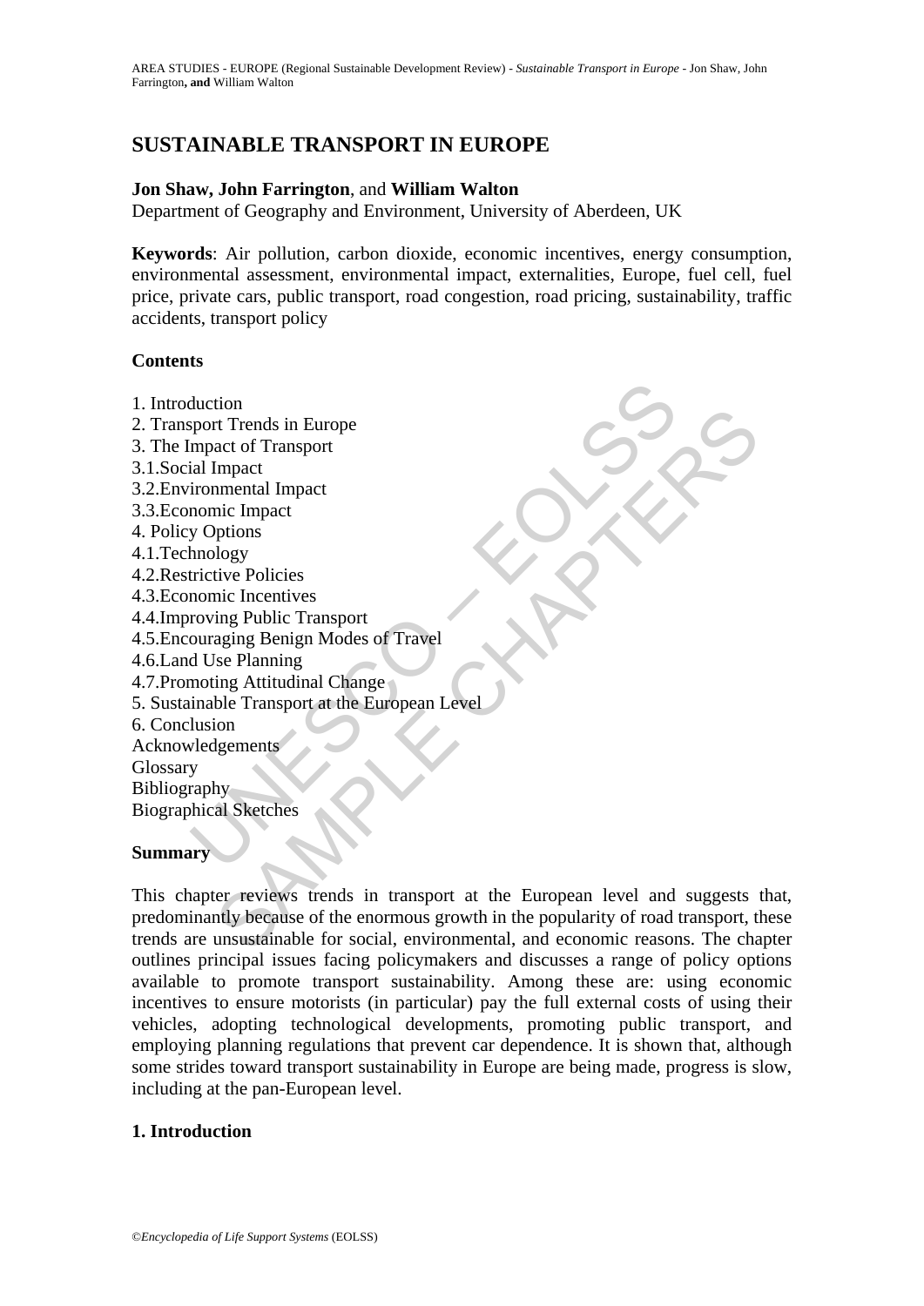# SUSTAINABLE TRANSPORT IN EUROPE

**Jon Shaw, John Farrington**, and **William Walton**

Department of Geography and Environment, University of Aberdeen, UK

**Keywords**: Air pollution, carbon dioxide, economic incentives, energy consumption, environmental assessment, environmental impact, externalities, Europe, fuel cell, fuel price, private cars, public transport, road congestion, road pricing, sustainability, traffic accidents, transport policy

**Contents**

1. Introduction
2. Transport Trends in Europe
3. The Impact of Transport
3.1. Social Impact
3.2. Environmental Impact
3.3. Economic Impact
4. Policy Options
4.1. Technology
4.2. Restrictive Policies
4.3. Economic Incentives
4.4. Improving Public Transport
4.5. Encouraging Benign Modes of Travel
4.6. Land Use Planning
4.7. Promoting Attitudinal Change
5. Sustainable Transport at the European Level
6. Conclusion

Acknowledgements
Glossary
Bibliography
Biographical Sketches

**Summary**

This chapter reviews trends in transport at the European level and suggests that, predominantly because of the enormous growth in the popularity of road transport, these trends are unsustainable for social, environmental, and economic reasons. The chapter outlines principal issues facing policymakers and discusses a range of policy options available to promote transport sustainability. Among these are: using economic incentives to ensure motorists (in particular) pay the full external costs of using their vehicles, adopting technological developments, promoting public transport, and employing planning regulations that prevent car dependence. It is shown that, although some strides toward transport sustainability in Europe are being made, progress is slow, including at the pan-European level.

## 1. Introduction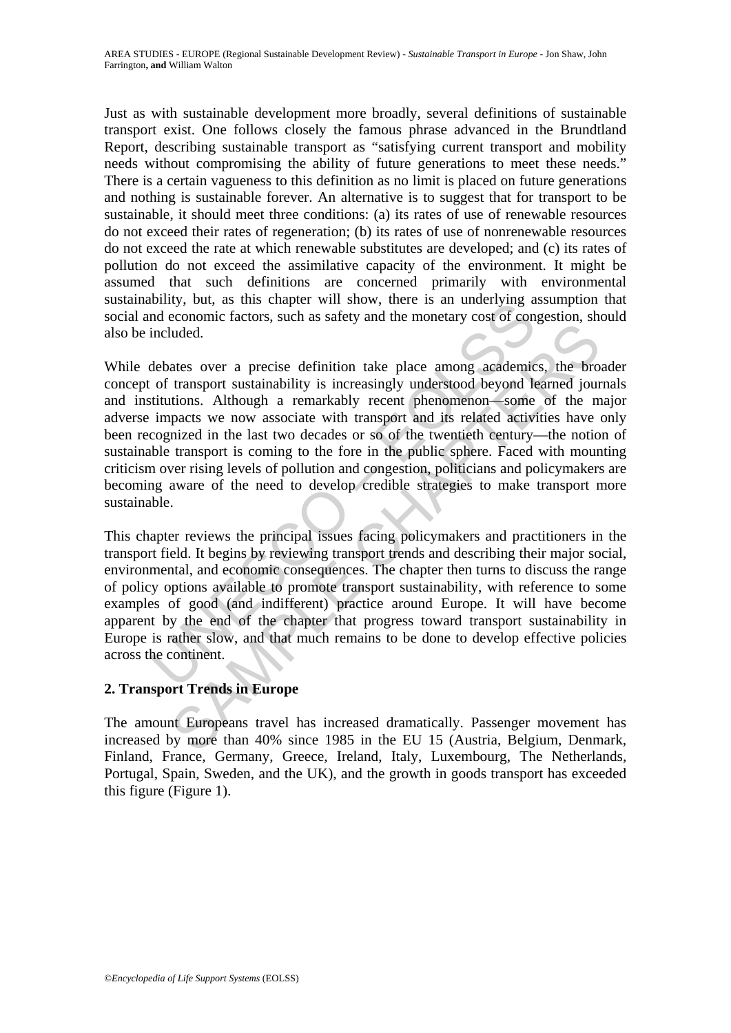Just as with sustainable development more broadly, several definitions of sustainable transport exist. One follows closely the famous phrase advanced in the Brundtland Report, describing sustainable transport as "satisfying current transport and mobility needs without compromising the ability of future generations to meet these needs." There is a certain vagueness to this definition as no limit is placed on future generations and nothing is sustainable forever. An alternative is to suggest that for transport to be sustainable, it should meet three conditions: (a) its rates of use of renewable resources do not exceed their rates of regeneration; (b) its rates of use of nonrenewable resources do not exceed the rate at which renewable substitutes are developed; and (c) its rates of pollution do not exceed the assimilative capacity of the environment. It might be assumed that such definitions are concerned primarily with environmental sustainability, but, as this chapter will show, there is an underlying assumption that social and economic factors, such as safety and the monetary cost of congestion, should also be included.

While debates over a precise definition take place among academics, the broader concept of transport sustainability is increasingly understood beyond learned journals and institutions. Although a remarkably recent phenomenon—some of the major adverse impacts we now associate with transport and its related activities have only been recognized in the last two decades or so of the twentieth century—the notion of sustainable transport is coming to the fore in the public sphere. Faced with mounting criticism over rising levels of pollution and congestion, politicians and policymakers are becoming aware of the need to develop credible strategies to make transport more sustainable.

This chapter reviews the principal issues facing policymakers and practitioners in the transport field. It begins by reviewing transport trends and describing their major social, environmental, and economic consequences. The chapter then turns to discuss the range of policy options available to promote transport sustainability, with reference to some examples of good (and indifferent) practice around Europe. It will have become apparent by the end of the chapter that progress toward transport sustainability in Europe is rather slow, and that much remains to be done to develop effective policies across the continent.

## 2. Transport Trends in Europe

The amount Europeans travel has increased dramatically. Passenger movement has increased by more than 40% since 1985 in the EU 15 (Austria, Belgium, Denmark, Finland, France, Germany, Greece, Ireland, Italy, Luxembourg, The Netherlands, Portugal, Spain, Sweden, and the UK), and the growth in goods transport has exceeded this figure (Figure 1).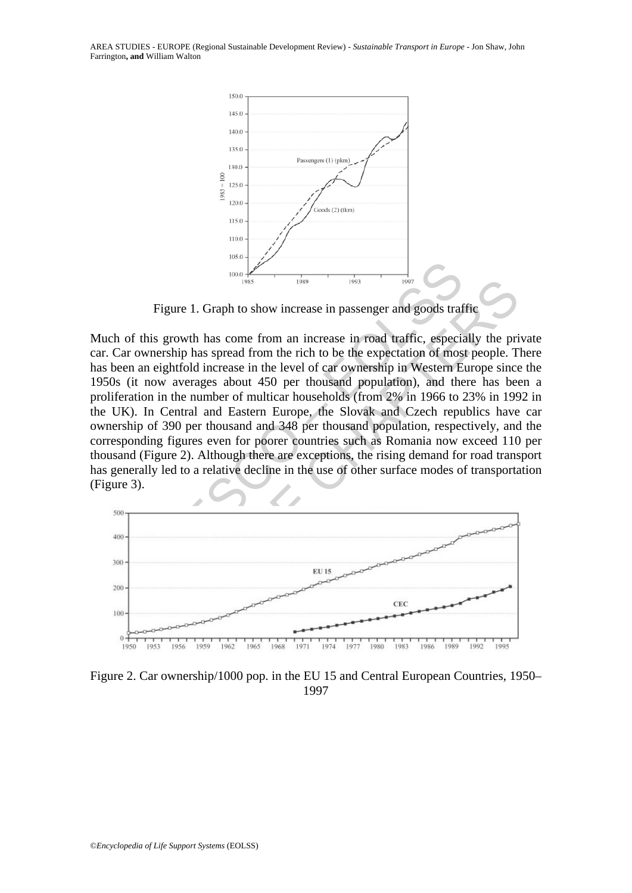Figure 1. Graph to show increase in passenger and goods traffic

Much of this growth has come from an increase in road traffic, especially the private car. Car ownership has spread from the rich to be the expectation of most people. There has been an eightfold increase in the level of car ownership in Western Europe since the 1950s (it now averages about 450 per thousand population), and there has been a proliferation in the number of multicar households (from 2% in 1966 to 23% in 1992 in the UK). In Central and Eastern Europe, the Slovak and Czech republics have car ownership of 390 per thousand and 348 per thousand population, respectively, and the corresponding figures even for poorer countries such as Romania now exceed 110 per thousand (Figure 2). Although there are exceptions, the rising demand for road transport has generally led to a relative decline in the use of other surface modes of transportation (Figure 3).

Figure 2. Car ownership/1000 pop. in the EU 15 and Central European Countries, 1950–1997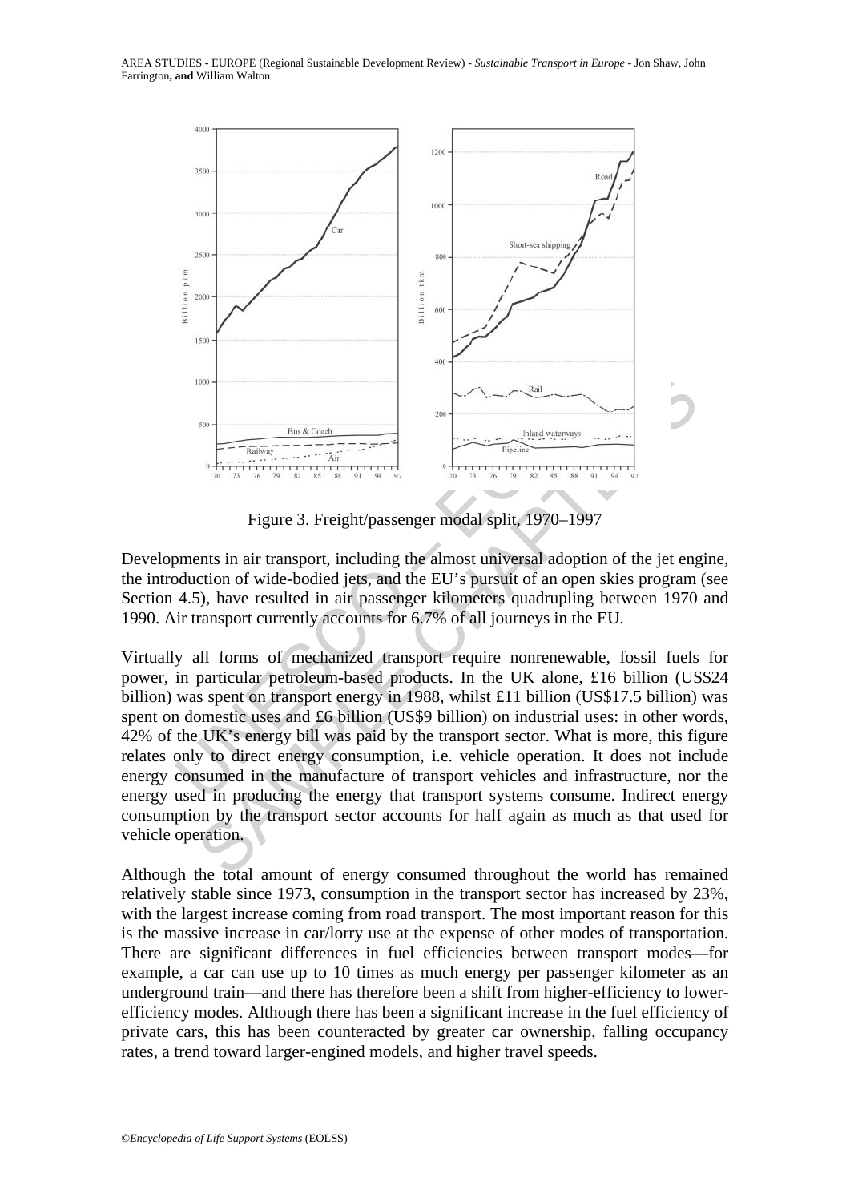Figure 3. Freight/passenger modal split, 1970–1997

Developments in air transport, including the almost universal adoption of the jet engine, the introduction of wide-bodied jets, and the EU's pursuit of an open skies program (see Section 4.5), have resulted in air passenger kilometers quadrupling between 1970 and 1990. Air transport currently accounts for 6.7% of all journeys in the EU.

Virtually all forms of mechanized transport require nonrenewable, fossil fuels for power, in particular petroleum-based products. In the UK alone, £16 billion (US$24 billion) was spent on transport energy in 1988, whilst £11 billion (US$17.5 billion) was spent on domestic uses and £6 billion (US$9 billion) on industrial uses: in other words, 42% of the UK's energy bill was paid by the transport sector. What is more, this figure relates only to direct energy consumption, i.e. vehicle operation. It does not include energy consumed in the manufacture of transport vehicles and infrastructure, nor the energy used in producing the energy that transport systems consume. Indirect energy consumption by the transport sector accounts for half again as much as that used for vehicle operation.

Although the total amount of energy consumed throughout the world has remained relatively stable since 1973, consumption in the transport sector has increased by 23%, with the largest increase coming from road transport. The most important reason for this is the massive increase in car/lorry use at the expense of other modes of transportation. There are significant differences in fuel efficiencies between transport modes—for example, a car can use up to 10 times as much energy per passenger kilometer as an underground train—and there has therefore been a shift from higher-efficiency to lower-efficiency modes. Although there has been a significant increase in the fuel efficiency of private cars, this has been counteracted by greater car ownership, falling occupancy rates, a trend toward larger-engined models, and higher travel speeds.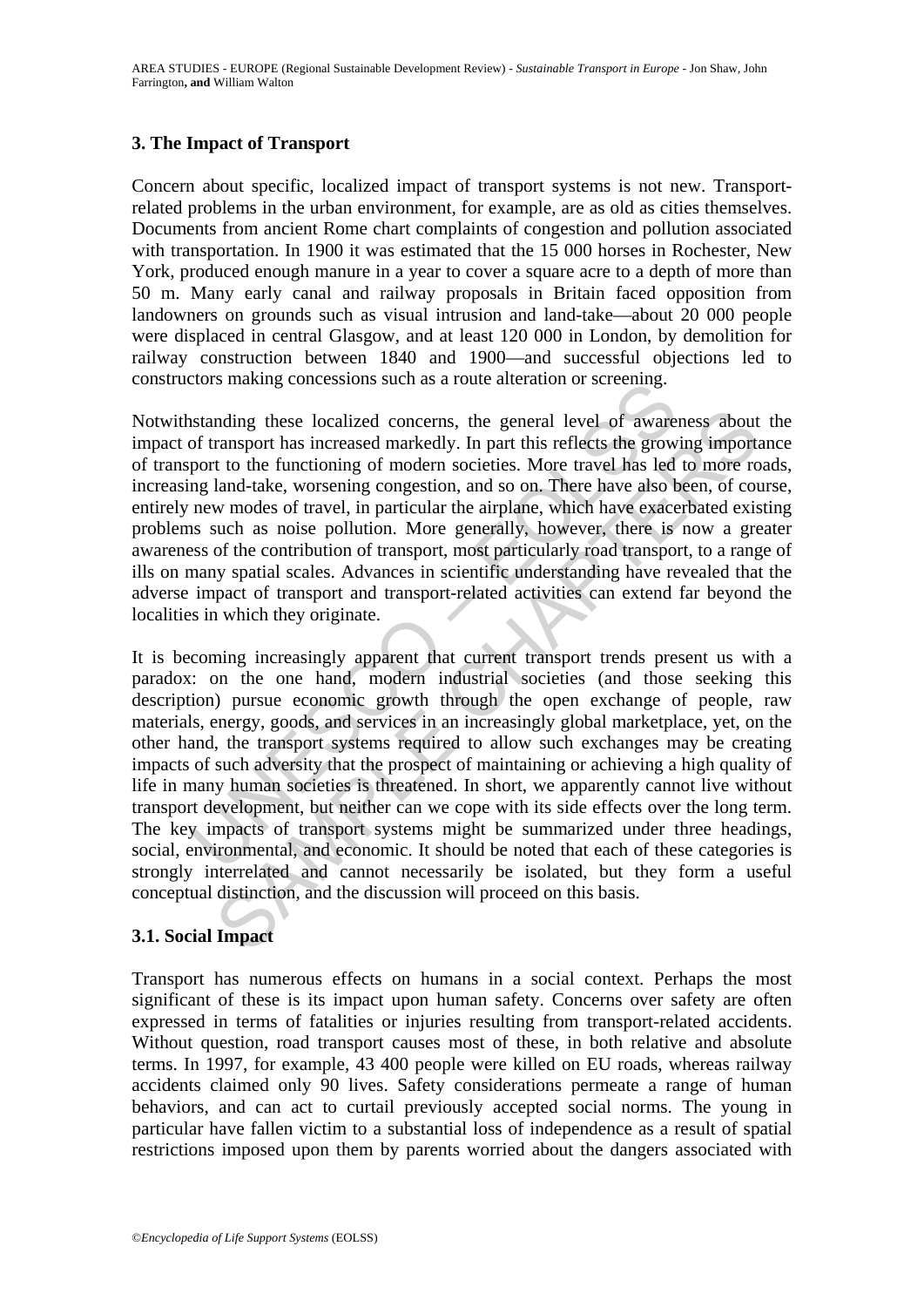## 3. The Impact of Transport

Concern about specific, localized impact of transport systems is not new. Transport-related problems in the urban environment, for example, are as old as cities themselves. Documents from ancient Rome chart complaints of congestion and pollution associated with transportation. In 1900 it was estimated that the 15 000 horses in Rochester, New York, produced enough manure in a year to cover a square acre to a depth of more than 50 m. Many early canal and railway proposals in Britain faced opposition from landowners on grounds such as visual intrusion and land-take—about 20 000 people were displaced in central Glasgow, and at least 120 000 in London, by demolition for railway construction between 1840 and 1900—and successful objections led to constructors making concessions such as a route alteration or screening.

Notwithstanding these localized concerns, the general level of awareness about the impact of transport has increased markedly. In part this reflects the growing importance of transport to the functioning of modern societies. More travel has led to more roads, increasing land-take, worsening congestion, and so on. There have also been, of course, entirely new modes of travel, in particular the airplane, which have exacerbated existing problems such as noise pollution. More generally, however, there is now a greater awareness of the contribution of transport, most particularly road transport, to a range of ills on many spatial scales. Advances in scientific understanding have revealed that the adverse impact of transport and transport-related activities can extend far beyond the localities in which they originate.

It is becoming increasingly apparent that current transport trends present us with a paradox: on the one hand, modern industrial societies (and those seeking this description) pursue economic growth through the open exchange of people, raw materials, energy, goods, and services in an increasingly global marketplace, yet, on the other hand, the transport systems required to allow such exchanges may be creating impacts of such adversity that the prospect of maintaining or achieving a high quality of life in many human societies is threatened. In short, we apparently cannot live without transport development, but neither can we cope with its side effects over the long term. The key impacts of transport systems might be summarized under three headings, social, environmental, and economic. It should be noted that each of these categories is strongly interrelated and cannot necessarily be isolated, but they form a useful conceptual distinction, and the discussion will proceed on this basis.

### 3.1. Social Impact

Transport has numerous effects on humans in a social context. Perhaps the most significant of these is its impact upon human safety. Concerns over safety are often expressed in terms of fatalities or injuries resulting from transport-related accidents. Without question, road transport causes most of these, in both relative and absolute terms. In 1997, for example, 43 400 people were killed on EU roads, whereas railway accidents claimed only 90 lives. Safety considerations permeate a range of human behaviors, and can act to curtail previously accepted social norms. The young in particular have fallen victim to a substantial loss of independence as a result of spatial restrictions imposed upon them by parents worried about the dangers associated with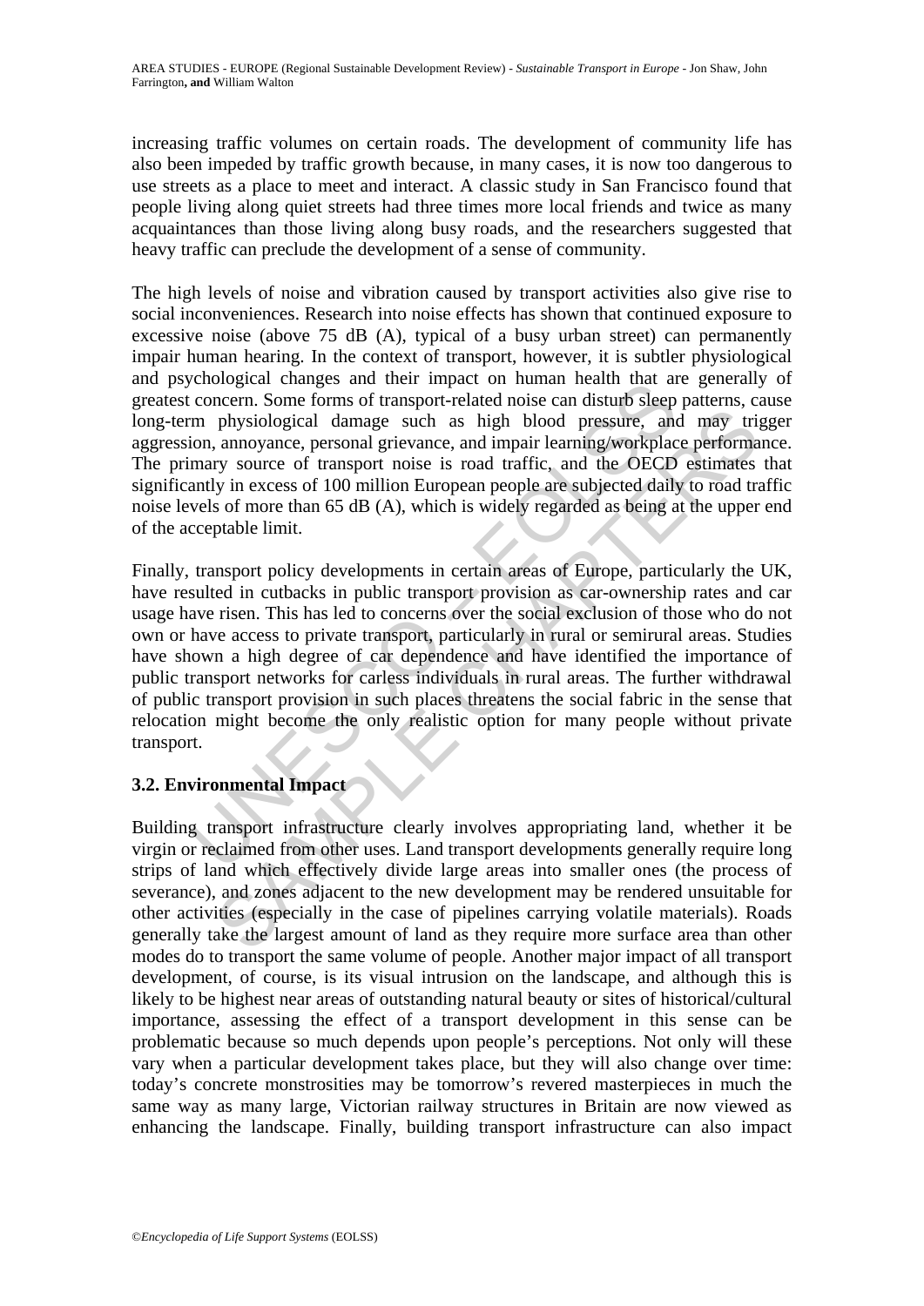increasing traffic volumes on certain roads. The development of community life has also been impeded by traffic growth because, in many cases, it is now too dangerous to use streets as a place to meet and interact. A classic study in San Francisco found that people living along quiet streets had three times more local friends and twice as many acquaintances than those living along busy roads, and the researchers suggested that heavy traffic can preclude the development of a sense of community.

The high levels of noise and vibration caused by transport activities also give rise to social inconveniences. Research into noise effects has shown that continued exposure to excessive noise (above 75 dB (A), typical of a busy urban street) can permanently impair human hearing. In the context of transport, however, it is subtler physiological and psychological changes and their impact on human health that are generally of greatest concern. Some forms of transport-related noise can disturb sleep patterns, cause long-term physiological damage such as high blood pressure, and may trigger aggression, annoyance, personal grievance, and impair learning/workplace performance. The primary source of transport noise is road traffic, and the OECD estimates that significantly in excess of 100 million European people are subjected daily to road traffic noise levels of more than 65 dB (A), which is widely regarded as being at the upper end of the acceptable limit.

Finally, transport policy developments in certain areas of Europe, particularly the UK, have resulted in cutbacks in public transport provision as car-ownership rates and car usage have risen. This has led to concerns over the social exclusion of those who do not own or have access to private transport, particularly in rural or semirural areas. Studies have shown a high degree of car dependence and have identified the importance of public transport networks for carless individuals in rural areas. The further withdrawal of public transport provision in such places threatens the social fabric in the sense that relocation might become the only realistic option for many people without private transport.

### 3.2. Environmental Impact

Building transport infrastructure clearly involves appropriating land, whether it be virgin or reclaimed from other uses. Land transport developments generally require long strips of land which effectively divide large areas into smaller ones (the process of severance), and zones adjacent to the new development may be rendered unsuitable for other activities (especially in the case of pipelines carrying volatile materials). Roads generally take the largest amount of land as they require more surface area than other modes do to transport the same volume of people. Another major impact of all transport development, of course, is its visual intrusion on the landscape, and although this is likely to be highest near areas of outstanding natural beauty or sites of historical/cultural importance, assessing the effect of a transport development in this sense can be problematic because so much depends upon people's perceptions. Not only will these vary when a particular development takes place, but they will also change over time: today's concrete monstrosities may be tomorrow's revered masterpieces in much the same way as many large, Victorian railway structures in Britain are now viewed as enhancing the landscape. Finally, building transport infrastructure can also impact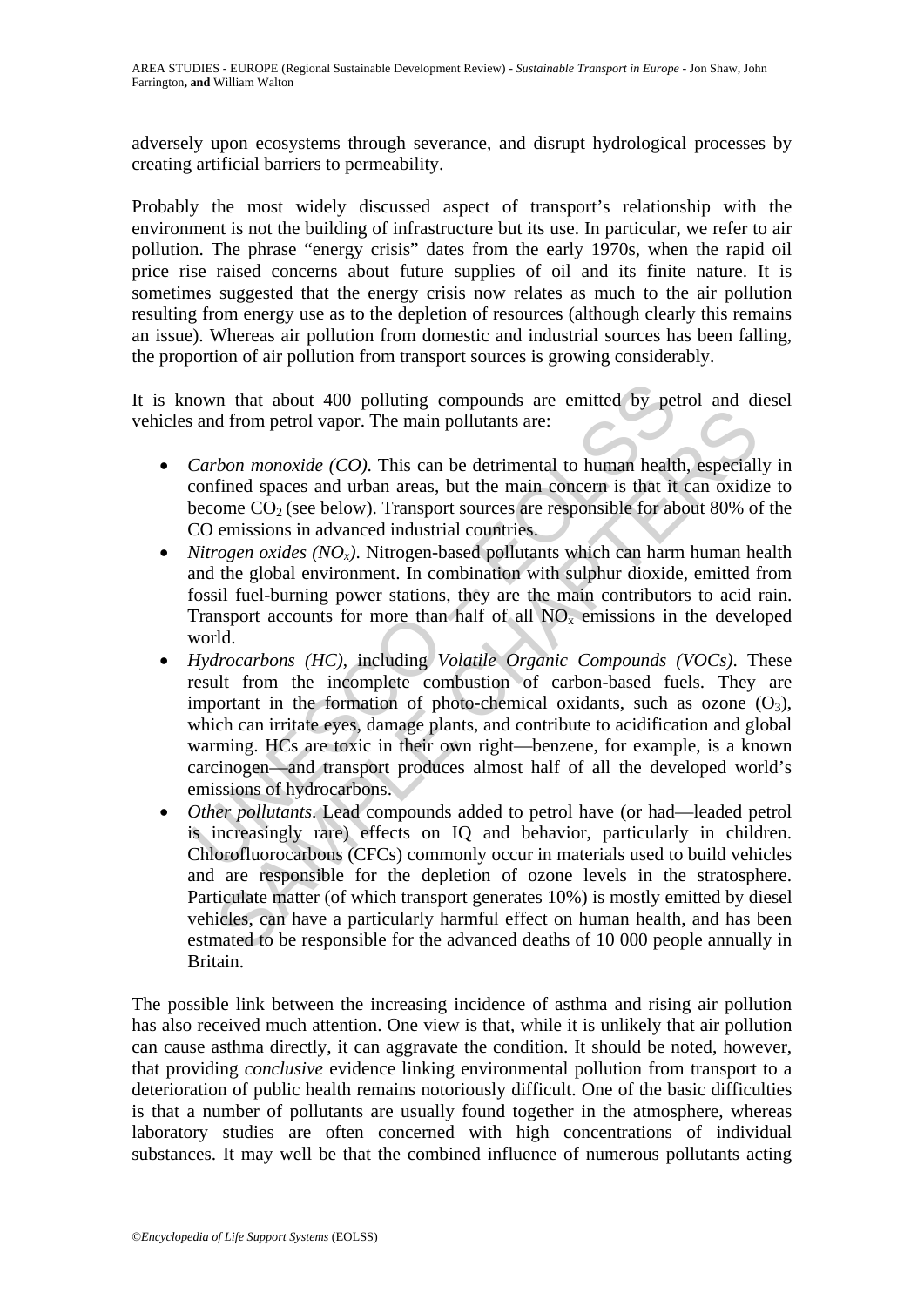adversely upon ecosystems through severance, and disrupt hydrological processes by creating artificial barriers to permeability.

Probably the most widely discussed aspect of transport's relationship with the environment is not the building of infrastructure but its use. In particular, we refer to air pollution. The phrase "energy crisis" dates from the early 1970s, when the rapid oil price rise raised concerns about future supplies of oil and its finite nature. It is sometimes suggested that the energy crisis now relates as much to the air pollution resulting from energy use as to the depletion of resources (although clearly this remains an issue). Whereas air pollution from domestic and industrial sources has been falling, the proportion of air pollution from transport sources is growing considerably.

It is known that about 400 polluting compounds are emitted by petrol and diesel vehicles and from petrol vapor. The main pollutants are:

- *Carbon monoxide (CO)*. This can be detrimental to human health, especially in confined spaces and urban areas, but the main concern is that it can oxidize to become $CO_2$ (see below). Transport sources are responsible for about 80% of the CO emissions in advanced industrial countries.
- *Nitrogen oxides ($NO_x$)*. Nitrogen-based pollutants which can harm human health and the global environment. In combination with sulphur dioxide, emitted from fossil fuel-burning power stations, they are the main contributors to acid rain. Transport accounts for more than half of all $NO_x$ emissions in the developed world.
- *Hydrocarbons (HC)*, including *Volatile Organic Compounds (VOCs)*. These result from the incomplete combustion of carbon-based fuels. They are important in the formation of photo-chemical oxidants, such as ozone ($O_3$), which can irritate eyes, damage plants, and contribute to acidification and global warming. HCs are toxic in their own right—benzene, for example, is a known carcinogen—and transport produces almost half of all the developed world's emissions of hydrocarbons.
- *Other pollutants*. Lead compounds added to petrol have (or had—leaded petrol is increasingly rare) effects on IQ and behavior, particularly in children. Chlorofluorocarbons (CFCs) commonly occur in materials used to build vehicles and are responsible for the depletion of ozone levels in the stratosphere. Particulate matter (of which transport generates 10%) is mostly emitted by diesel vehicles, can have a particularly harmful effect on human health, and has been estmated to be responsible for the advanced deaths of 10 000 people annually in Britain.

The possible link between the increasing incidence of asthma and rising air pollution has also received much attention. One view is that, while it is unlikely that air pollution can cause asthma directly, it can aggravate the condition. It should be noted, however, that providing *conclusive* evidence linking environmental pollution from transport to a deterioration of public health remains notoriously difficult. One of the basic difficulties is that a number of pollutants are usually found together in the atmosphere, whereas laboratory studies are often concerned with high concentrations of individual substances. It may well be that the combined influence of numerous pollutants acting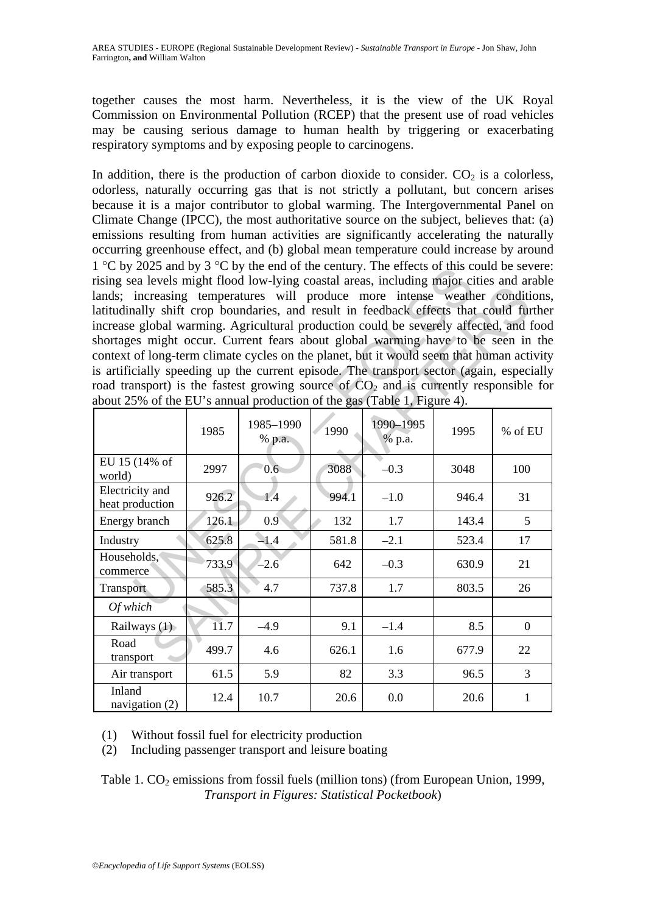together causes the most harm. Nevertheless, it is the view of the UK Royal Commission on Environmental Pollution (RCEP) that the present use of road vehicles may be causing serious damage to human health by triggering or exacerbating respiratory symptoms and by exposing people to carcinogens.

In addition, there is the production of carbon dioxide to consider. $CO_2$ is a colorless, odorless, naturally occurring gas that is not strictly a pollutant, but concern arises because it is a major contributor to global warming. The Intergovernmental Panel on Climate Change (IPCC), the most authoritative source on the subject, believes that: (a) emissions resulting from human activities are significantly accelerating the naturally occurring greenhouse effect, and (b) global mean temperature could increase by around 1 °C by 2025 and by 3 °C by the end of the century. The effects of this could be severe: rising sea levels might flood low-lying coastal areas, including major cities and arable lands; increasing temperatures will produce more intense weather conditions, latitudinally shift crop boundaries, and result in feedback effects that could further increase global warming. Agricultural production could be severely affected, and food shortages might occur. Current fears about global warming have to be seen in the context of long-term climate cycles on the planet, but it would seem that human activity is artificially speeding up the current episode. The transport sector (again, especially road transport) is the fastest growing source of $CO_2$ and is currently responsible for about 25% of the EU's annual production of the gas (Table 1, Figure 4).

| | 1985 | 1985–1990 % p.a. | 1990 | 1990–1995 % p.a. | 1995 | % of EU |
|---|---|---|---|---|---|---|
| EU 15 (14% of world) | 2997 | 0.6 | 3088 | –0.3 | 3048 | 100 |
| Electricity and heat production | 926.2 | 1.4 | 994.1 | –1.0 | 946.4 | 31 |
| Energy branch | 126.1 | 0.9 | 132 | 1.7 | 143.4 | 5 |
| Industry | 625.8 | –1.4 | 581.8 | –2.1 | 523.4 | 17 |
| Households, commerce | 733.9 | –2.6 | 642 | –0.3 | 630.9 | 21 |
| Transport | 585.3 | 4.7 | 737.8 | 1.7 | 803.5 | 26 |
| *Of which* | | | | | | |
| Railways (1) | 11.7 | –4.9 | 9.1 | –1.4 | 8.5 | 0 |
| Road transport | 499.7 | 4.6 | 626.1 | 1.6 | 677.9 | 22 |
| Air transport | 61.5 | 5.9 | 82 | 3.3 | 96.5 | 3 |
| Inland navigation (2) | 12.4 | 10.7 | 20.6 | 0.0 | 20.6 | 1 |

(1) Without fossil fuel for electricity production
(2) Including passenger transport and leisure boating

Table 1. $CO_2$ emissions from fossil fuels (million tons) (from European Union, 1999, *Transport in Figures: Statistical Pocketbook*)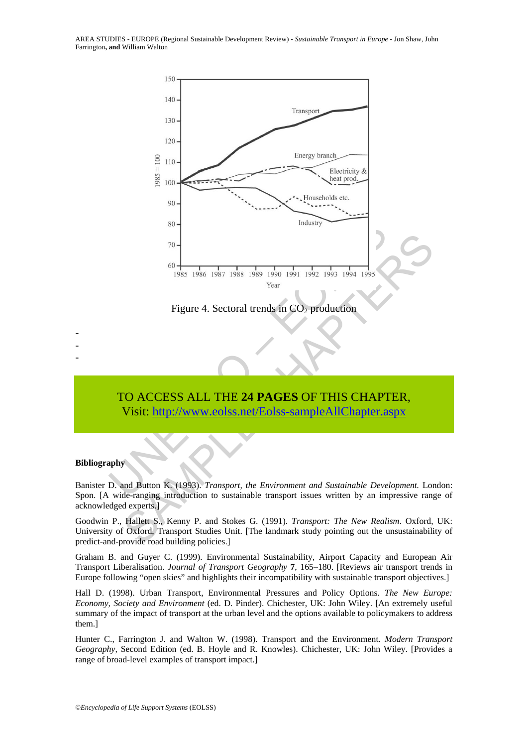Figure 4. Sectoral trends in $CO_2$ production

-
-
-

TO ACCESS ALL THE **24 PAGES** OF THIS CHAPTER,
Visit: http://www.eolss.net/Eolss-sampleAllChapter.aspx

**Bibliography**

Banister D. and Button K. (1993). *Transport, the Environment and Sustainable Development.* London: Spon. [A wide-ranging introduction to sustainable transport issues written by an impressive range of acknowledged experts.]

Goodwin P., Hallett S., Kenny P. and Stokes G. (1991). *Transport: The New Realism*. Oxford, UK: University of Oxford, Transport Studies Unit. [The landmark study pointing out the unsustainability of predict-and-provide road building policies.]

Graham B. and Guyer C. (1999). Environmental Sustainability, Airport Capacity and European Air Transport Liberalisation. *Journal of Transport Geography* **7**, 165–180. [Reviews air transport trends in Europe following "open skies" and highlights their incompatibility with sustainable transport objectives.]

Hall D. (1998). Urban Transport, Environmental Pressures and Policy Options. *The New Europe: Economy, Society and Environment* (ed. D. Pinder). Chichester, UK: John Wiley. [An extremely useful summary of the impact of transport at the urban level and the options available to policymakers to address them.]

Hunter C., Farrington J. and Walton W. (1998). Transport and the Environment. *Modern Transport Geography*, Second Edition (ed. B. Hoyle and R. Knowles). Chichester, UK: John Wiley. [Provides a range of broad-level examples of transport impact.]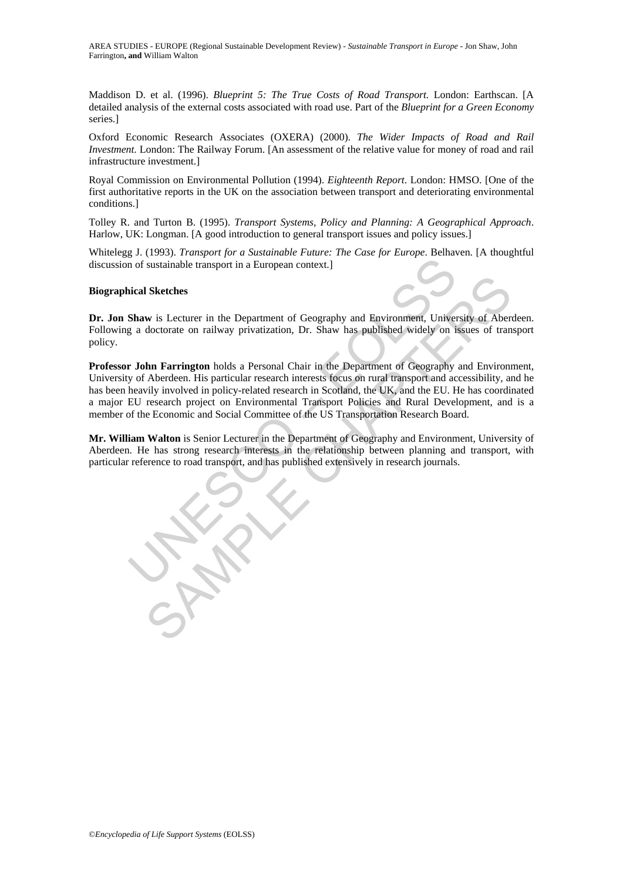Maddison D. et al. (1996). *Blueprint 5: The True Costs of Road Transport*. London: Earthscan. [A detailed analysis of the external costs associated with road use. Part of the *Blueprint for a Green Economy* series.]

Oxford Economic Research Associates (OXERA) (2000). *The Wider Impacts of Road and Rail Investment.* London: The Railway Forum. [An assessment of the relative value for money of road and rail infrastructure investment.]

Royal Commission on Environmental Pollution (1994). *Eighteenth Report*. London: HMSO. [One of the first authoritative reports in the UK on the association between transport and deteriorating environmental conditions.]

Tolley R. and Turton B. (1995). *Transport Systems, Policy and Planning: A Geographical Approach*. Harlow, UK: Longman. [A good introduction to general transport issues and policy issues.]

Whitelegg J. (1993). *Transport for a Sustainable Future: The Case for Europe*. Belhaven. [A thoughtful discussion of sustainable transport in a European context.]

**Biographical Sketches**

**Dr. Jon Shaw** is Lecturer in the Department of Geography and Environment, University of Aberdeen. Following a doctorate on railway privatization, Dr. Shaw has published widely on issues of transport policy.

**Professor John Farrington** holds a Personal Chair in the Department of Geography and Environment, University of Aberdeen. His particular research interests focus on rural transport and accessibility, and he has been heavily involved in policy-related research in Scotland, the UK, and the EU. He has coordinated a major EU research project on Environmental Transport Policies and Rural Development, and is a member of the Economic and Social Committee of the US Transportation Research Board.

**Mr. William Walton** is Senior Lecturer in the Department of Geography and Environment, University of Aberdeen. He has strong research interests in the relationship between planning and transport, with particular reference to road transport, and has published extensively in research journals.